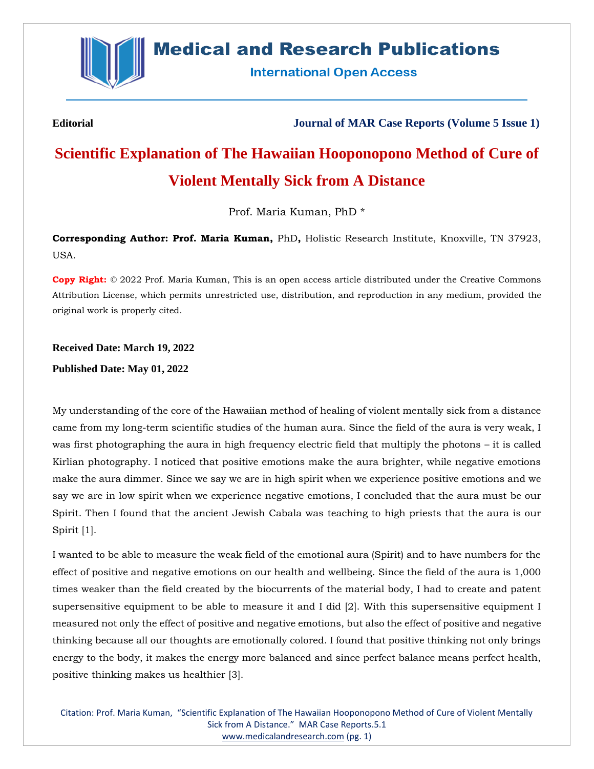**Editorial**

**Journal of MAR Case Reports (Volume 5 Issue 1)**

# Scientific Explanation of The Hawaiian Hooponopono Method of Cure of Violent Mentally Sick from A Distance

Prof. Maria Kuman, PhD *

**Corresponding Author: Prof. Maria Kuman,** PhD**,** Holistic Research Institute, Knoxville, TN 37923, USA.

**Copy Right:** © 2022 Prof. Maria Kuman, This is an open access article distributed under the Creative Commons Attribution License, which permits unrestricted use, distribution, and reproduction in any medium, provided the original work is properly cited.

**Received Date: March 19, 2022**

**Published Date: May 01, 2022**

My understanding of the core of the Hawaiian method of healing of violent mentally sick from a distance came from my long-term scientific studies of the human aura. Since the field of the aura is very weak, I was first photographing the aura in high frequency electric field that multiply the photons – it is called Kirlian photography. I noticed that positive emotions make the aura brighter, while negative emotions make the aura dimmer. Since we say we are in high spirit when we experience positive emotions and we say we are in low spirit when we experience negative emotions, I concluded that the aura must be our Spirit. Then I found that the ancient Jewish Cabala was teaching to high priests that the aura is our Spirit [1].

I wanted to be able to measure the weak field of the emotional aura (Spirit) and to have numbers for the effect of positive and negative emotions on our health and wellbeing. Since the field of the aura is 1,000 times weaker than the field created by the biocurrents of the material body, I had to create and patent supersensitive equipment to be able to measure it and I did [2]. With this supersensitive equipment I measured not only the effect of positive and negative emotions, but also the effect of positive and negative thinking because all our thoughts are emotionally colored. I found that positive thinking not only brings energy to the body, it makes the energy more balanced and since perfect balance means perfect health, positive thinking makes us healthier [3].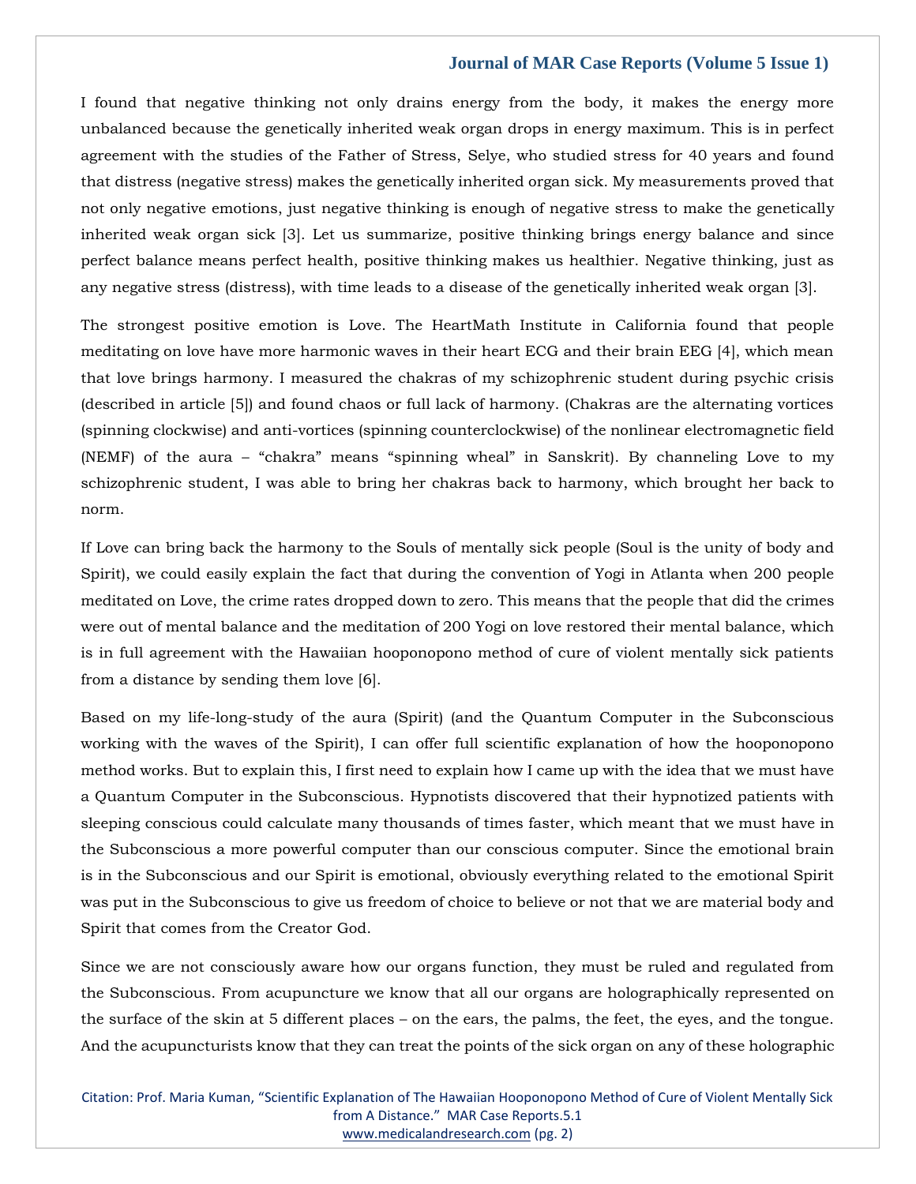I found that negative thinking not only drains energy from the body, it makes the energy more unbalanced because the genetically inherited weak organ drops in energy maximum. This is in perfect agreement with the studies of the Father of Stress, Selye, who studied stress for 40 years and found that distress (negative stress) makes the genetically inherited organ sick. My measurements proved that not only negative emotions, just negative thinking is enough of negative stress to make the genetically inherited weak organ sick [3]. Let us summarize, positive thinking brings energy balance and since perfect balance means perfect health, positive thinking makes us healthier. Negative thinking, just as any negative stress (distress), with time leads to a disease of the genetically inherited weak organ [3].

The strongest positive emotion is Love. The HeartMath Institute in California found that people meditating on love have more harmonic waves in their heart ECG and their brain EEG [4], which mean that love brings harmony. I measured the chakras of my schizophrenic student during psychic crisis (described in article [5]) and found chaos or full lack of harmony. (Chakras are the alternating vortices (spinning clockwise) and anti-vortices (spinning counterclockwise) of the nonlinear electromagnetic field (NEMF) of the aura – "chakra" means "spinning wheal" in Sanskrit). By channeling Love to my schizophrenic student, I was able to bring her chakras back to harmony, which brought her back to norm.

If Love can bring back the harmony to the Souls of mentally sick people (Soul is the unity of body and Spirit), we could easily explain the fact that during the convention of Yogi in Atlanta when 200 people meditated on Love, the crime rates dropped down to zero. This means that the people that did the crimes were out of mental balance and the meditation of 200 Yogi on love restored their mental balance, which is in full agreement with the Hawaiian hooponopono method of cure of violent mentally sick patients from a distance by sending them love [6].

Based on my life-long-study of the aura (Spirit) (and the Quantum Computer in the Subconscious working with the waves of the Spirit), I can offer full scientific explanation of how the hooponopono method works. But to explain this, I first need to explain how I came up with the idea that we must have a Quantum Computer in the Subconscious. Hypnotists discovered that their hypnotized patients with sleeping conscious could calculate many thousands of times faster, which meant that we must have in the Subconscious a more powerful computer than our conscious computer. Since the emotional brain is in the Subconscious and our Spirit is emotional, obviously everything related to the emotional Spirit was put in the Subconscious to give us freedom of choice to believe or not that we are material body and Spirit that comes from the Creator God.

Since we are not consciously aware how our organs function, they must be ruled and regulated from the Subconscious. From acupuncture we know that all our organs are holographically represented on the surface of the skin at 5 different places – on the ears, the palms, the feet, the eyes, and the tongue. And the acupuncturists know that they can treat the points of the sick organ on any of these holographic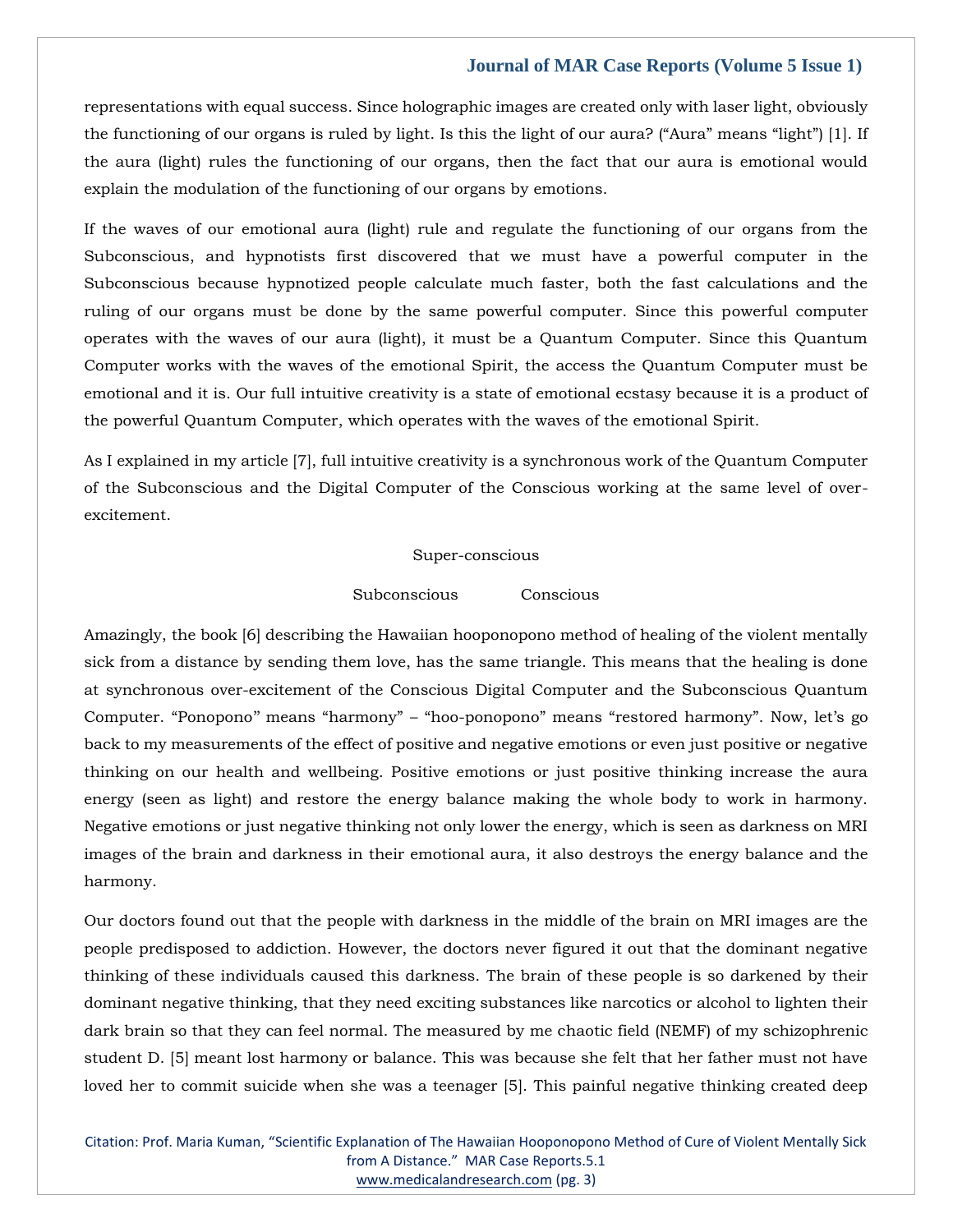representations with equal success. Since holographic images are created only with laser light, obviously the functioning of our organs is ruled by light. Is this the light of our aura? ("Aura" means "light") [1]. If the aura (light) rules the functioning of our organs, then the fact that our aura is emotional would explain the modulation of the functioning of our organs by emotions.

If the waves of our emotional aura (light) rule and regulate the functioning of our organs from the Subconscious, and hypnotists first discovered that we must have a powerful computer in the Subconscious because hypnotized people calculate much faster, both the fast calculations and the ruling of our organs must be done by the same powerful computer. Since this powerful computer operates with the waves of our aura (light), it must be a Quantum Computer. Since this Quantum Computer works with the waves of the emotional Spirit, the access the Quantum Computer must be emotional and it is. Our full intuitive creativity is a state of emotional ecstasy because it is a product of the powerful Quantum Computer, which operates with the waves of the emotional Spirit.

As I explained in my article [7], full intuitive creativity is a synchronous work of the Quantum Computer of the Subconscious and the Digital Computer of the Conscious working at the same level of over-excitement.

Super-conscious

Subconscious Conscious

Amazingly, the book [6] describing the Hawaiian hooponopono method of healing of the violent mentally sick from a distance by sending them love, has the same triangle. This means that the healing is done at synchronous over-excitement of the Conscious Digital Computer and the Subconscious Quantum Computer. "Ponopono" means "harmony" – "hoo-ponopono" means "restored harmony". Now, let's go back to my measurements of the effect of positive and negative emotions or even just positive or negative thinking on our health and wellbeing. Positive emotions or just positive thinking increase the aura energy (seen as light) and restore the energy balance making the whole body to work in harmony. Negative emotions or just negative thinking not only lower the energy, which is seen as darkness on MRI images of the brain and darkness in their emotional aura, it also destroys the energy balance and the harmony.

Our doctors found out that the people with darkness in the middle of the brain on MRI images are the people predisposed to addiction. However, the doctors never figured it out that the dominant negative thinking of these individuals caused this darkness. The brain of these people is so darkened by their dominant negative thinking, that they need exciting substances like narcotics or alcohol to lighten their dark brain so that they can feel normal. The measured by me chaotic field (NEMF) of my schizophrenic student D. [5] meant lost harmony or balance. This was because she felt that her father must not have loved her to commit suicide when she was a teenager [5]. This painful negative thinking created deep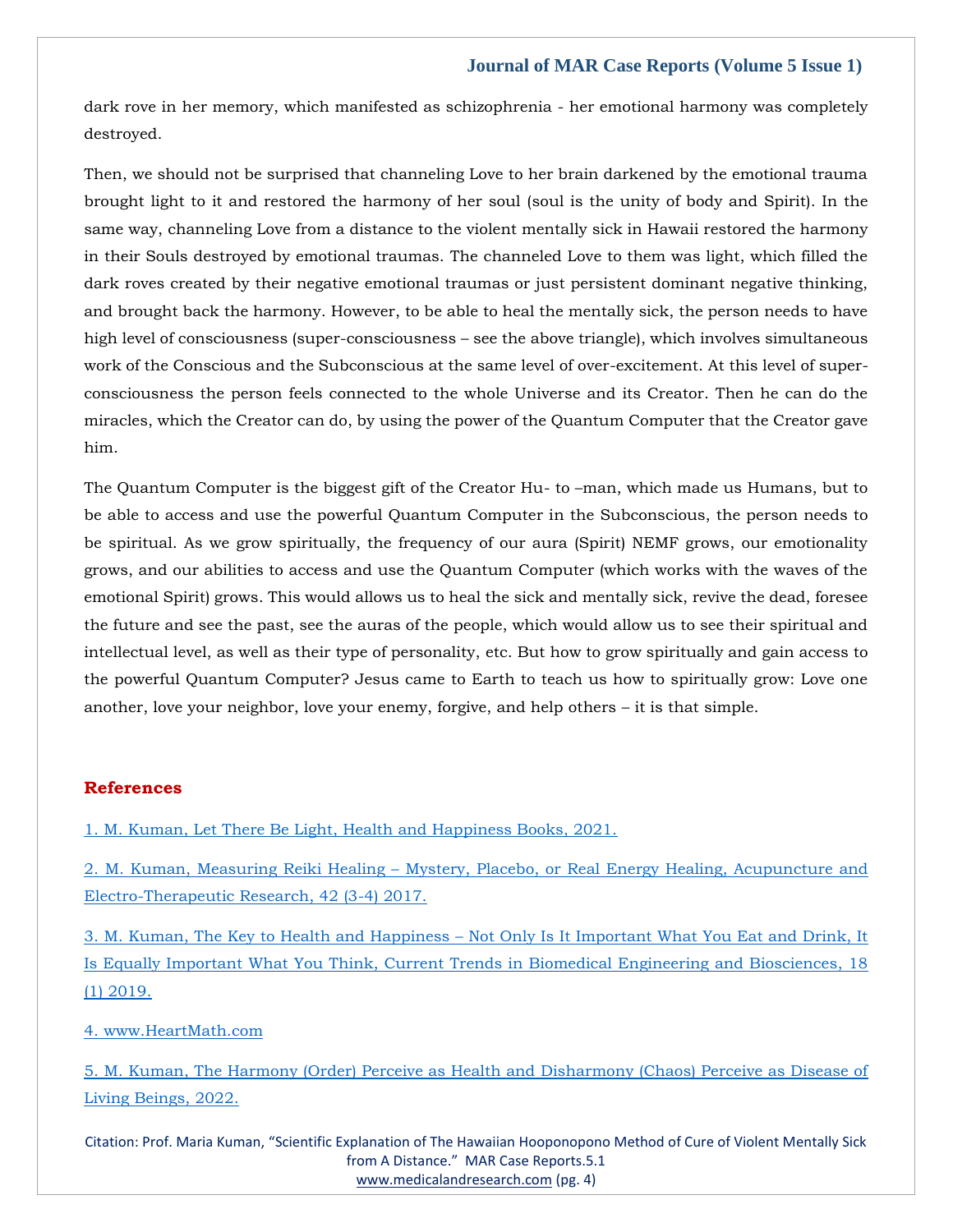dark rove in her memory, which manifested as schizophrenia - her emotional harmony was completely destroyed.

Then, we should not be surprised that channeling Love to her brain darkened by the emotional trauma brought light to it and restored the harmony of her soul (soul is the unity of body and Spirit). In the same way, channeling Love from a distance to the violent mentally sick in Hawaii restored the harmony in their Souls destroyed by emotional traumas. The channeled Love to them was light, which filled the dark roves created by their negative emotional traumas or just persistent dominant negative thinking, and brought back the harmony. However, to be able to heal the mentally sick, the person needs to have high level of consciousness (super-consciousness – see the above triangle), which involves simultaneous work of the Conscious and the Subconscious at the same level of over-excitement. At this level of super-consciousness the person feels connected to the whole Universe and its Creator. Then he can do the miracles, which the Creator can do, by using the power of the Quantum Computer that the Creator gave him.

The Quantum Computer is the biggest gift of the Creator Hu- to –man, which made us Humans, but to be able to access and use the powerful Quantum Computer in the Subconscious, the person needs to be spiritual. As we grow spiritually, the frequency of our aura (Spirit) NEMF grows, our emotionality grows, and our abilities to access and use the Quantum Computer (which works with the waves of the emotional Spirit) grows. This would allows us to heal the sick and mentally sick, revive the dead, foresee the future and see the past, see the auras of the people, which would allow us to see their spiritual and intellectual level, as well as their type of personality, etc. But how to grow spiritually and gain access to the powerful Quantum Computer? Jesus came to Earth to teach us how to spiritually grow: Love one another, love your neighbor, love your enemy, forgive, and help others – it is that simple.

## References

1. M. Kuman, Let There Be Light, Health and Happiness Books, 2021.

2. M. Kuman, Measuring Reiki Healing – Mystery, Placebo, or Real Energy Healing, Acupuncture and Electro-Therapeutic Research, 42 (3-4) 2017.

3. M. Kuman, The Key to Health and Happiness – Not Only Is It Important What You Eat and Drink, It Is Equally Important What You Think, Current Trends in Biomedical Engineering and Biosciences, 18 (1) 2019.

4. www.HeartMath.com

5. M. Kuman, The Harmony (Order) Perceive as Health and Disharmony (Chaos) Perceive as Disease of Living Beings, 2022.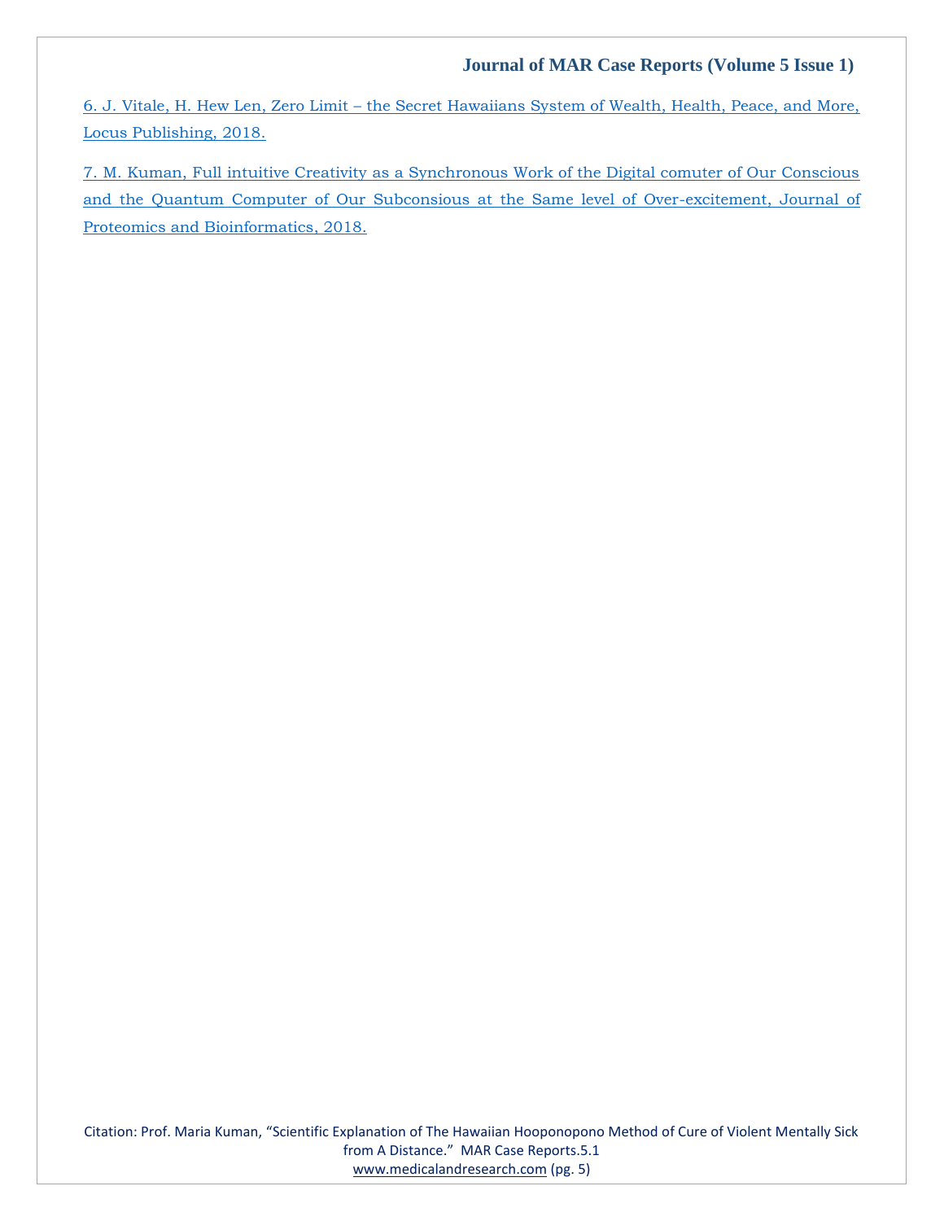6. J. Vitale, H. Hew Len, Zero Limit – the Secret Hawaiians System of Wealth, Health, Peace, and More, Locus Publishing, 2018.

7. M. Kuman, Full intuitive Creativity as a Synchronous Work of the Digital comuter of Our Conscious and the Quantum Computer of Our Subconsious at the Same level of Over-excitement, Journal of Proteomics and Bioinformatics, 2018.